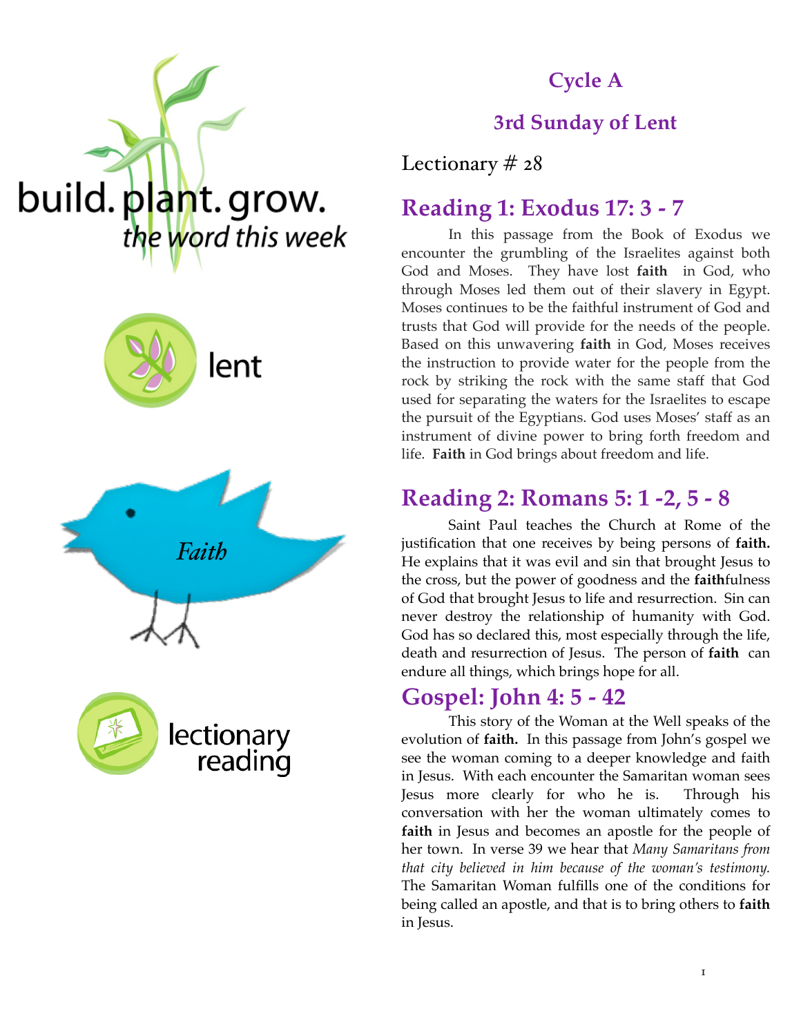build. plant. grow.
*the word this week*

lent

*Faith*

lectionary reading

## Cycle A

## 3rd Sunday of Lent

Lectionary # 28

## Reading 1: Exodus 17: 3 - 7

In this passage from the Book of Exodus we encounter the grumbling of the Israelites against both God and Moses. They have lost **faith** in God, who through Moses led them out of their slavery in Egypt. Moses continues to be the faithful instrument of God and trusts that God will provide for the needs of the people. Based on this unwavering **faith** in God, Moses receives the instruction to provide water for the people from the rock by striking the rock with the same staff that God used for separating the waters for the Israelites to escape the pursuit of the Egyptians. God uses Moses' staff as an instrument of divine power to bring forth freedom and life. **Faith** in God brings about freedom and life.

## Reading 2: Romans 5: 1 -2, 5 - 8

Saint Paul teaches the Church at Rome of the justification that one receives by being persons of **faith.** He explains that it was evil and sin that brought Jesus to the cross, but the power of goodness and the **faith**fulness of God that brought Jesus to life and resurrection. Sin can never destroy the relationship of humanity with God. God has so declared this, most especially through the life, death and resurrection of Jesus. The person of **faith** can endure all things, which brings hope for all.

## Gospel: John 4: 5 - 42

This story of the Woman at the Well speaks of the evolution of **faith.** In this passage from John's gospel we see the woman coming to a deeper knowledge and faith in Jesus. With each encounter the Samaritan woman sees Jesus more clearly for who he is. Through his conversation with her the woman ultimately comes to **faith** in Jesus and becomes an apostle for the people of her town. In verse 39 we hear that *Many Samaritans from that city believed in him because of the woman's testimony.* The Samaritan Woman fulfills one of the conditions for being called an apostle, and that is to bring others to **faith** in Jesus.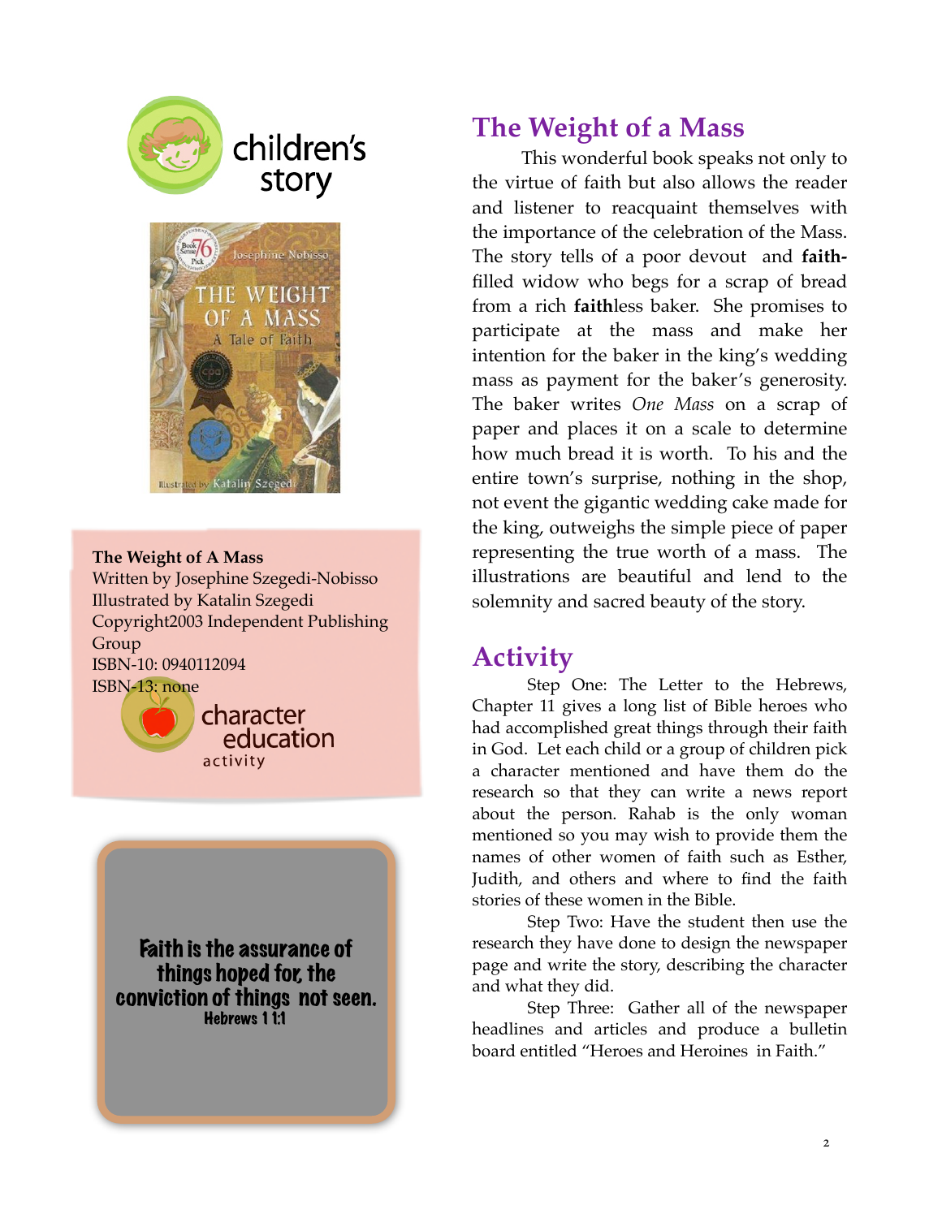children's story

**The Weight of A Mass**
Written by Josephine Szegedi-Nobisso
Illustrated by Katalin Szegedi
Copyright2003 Independent Publishing Group
ISBN-10: 0940112094
ISBN-13: none

character education activity

**Faith is the assurance of things hoped for, the conviction of things not seen.**
**Hebrews 11:1**

## The Weight of a Mass

This wonderful book speaks not only to the virtue of faith but also allows the reader and listener to reacquaint themselves with the importance of the celebration of the Mass. The story tells of a poor devout and **faith-**filled widow who begs for a scrap of bread from a rich **faith**less baker. She promises to participate at the mass and make her intention for the baker in the king's wedding mass as payment for the baker's generosity. The baker writes *One Mass* on a scrap of paper and places it on a scale to determine how much bread it is worth. To his and the entire town's surprise, nothing in the shop, not event the gigantic wedding cake made for the king, outweighs the simple piece of paper representing the true worth of a mass. The illustrations are beautiful and lend to the solemnity and sacred beauty of the story.

## Activity

Step One: The Letter to the Hebrews, Chapter 11 gives a long list of Bible heroes who had accomplished great things through their faith in God. Let each child or a group of children pick a character mentioned and have them do the research so that they can write a news report about the person. Rahab is the only woman mentioned so you may wish to provide them the names of other women of faith such as Esther, Judith, and others and where to find the faith stories of these women in the Bible.

Step Two: Have the student then use the research they have done to design the newspaper page and write the story, describing the character and what they did.

Step Three: Gather all of the newspaper headlines and articles and produce a bulletin board entitled "Heroes and Heroines in Faith."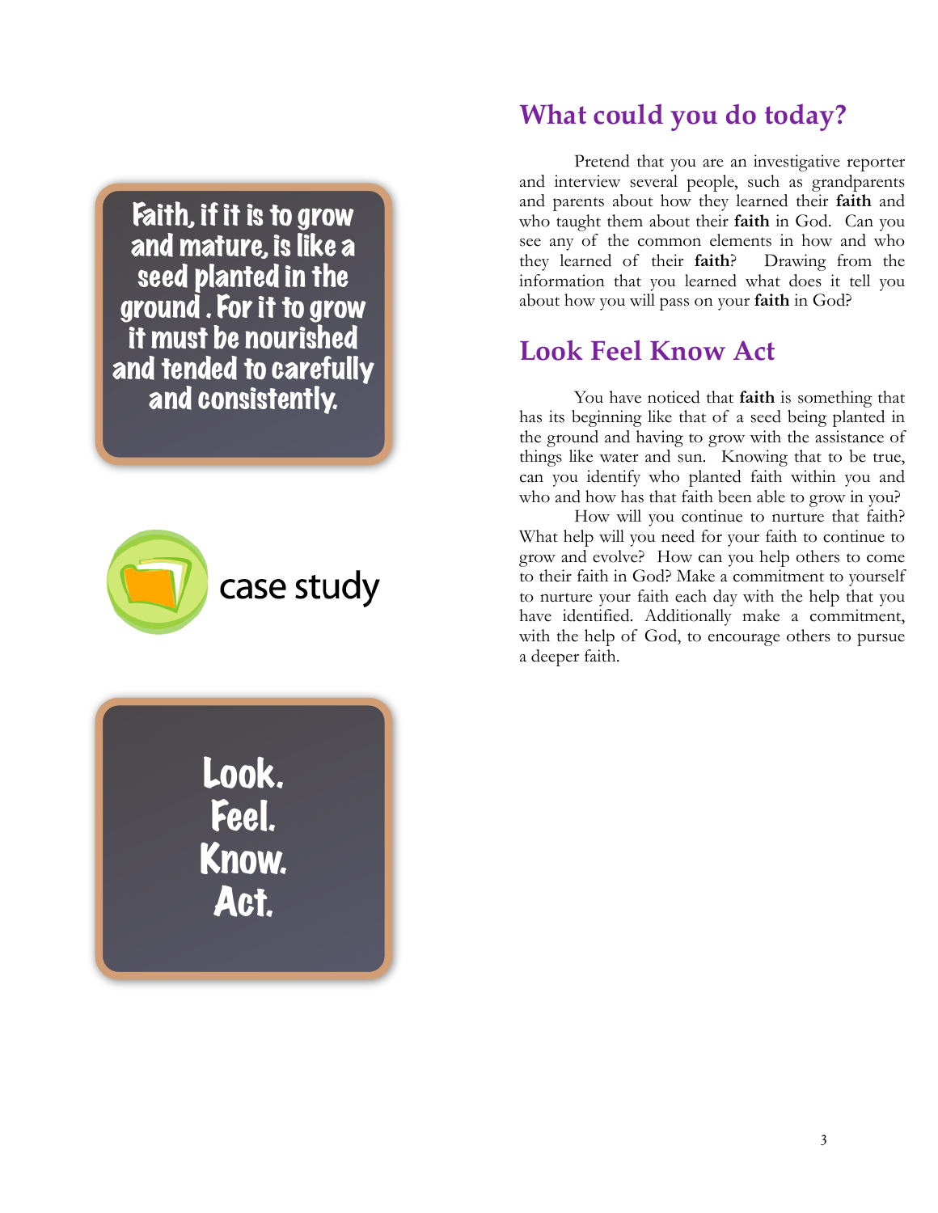Faith, if it is to grow and mature, is like a seed planted in the ground . For it to grow it must be nourished and tended to carefully and consistently.

case study

Look.
Feel.
Know.
Act.

## What could you do today?

Pretend that you are an investigative reporter and interview several people, such as grandparents and parents about how they learned their **faith** and who taught them about their **faith** in God. Can you see any of the common elements in how and who they learned of their **faith**? Drawing from the information that you learned what does it tell you about how you will pass on your **faith** in God?

## Look Feel Know Act

You have noticed that **faith** is something that has its beginning like that of a seed being planted in the ground and having to grow with the assistance of things like water and sun. Knowing that to be true, can you identify who planted faith within you and who and how has that faith been able to grow in you?

How will you continue to nurture that faith? What help will you need for your faith to continue to grow and evolve? How can you help others to come to their faith in God? Make a commitment to yourself to nurture your faith each day with the help that you have identified. Additionally make a commitment, with the help of God, to encourage others to pursue a deeper faith.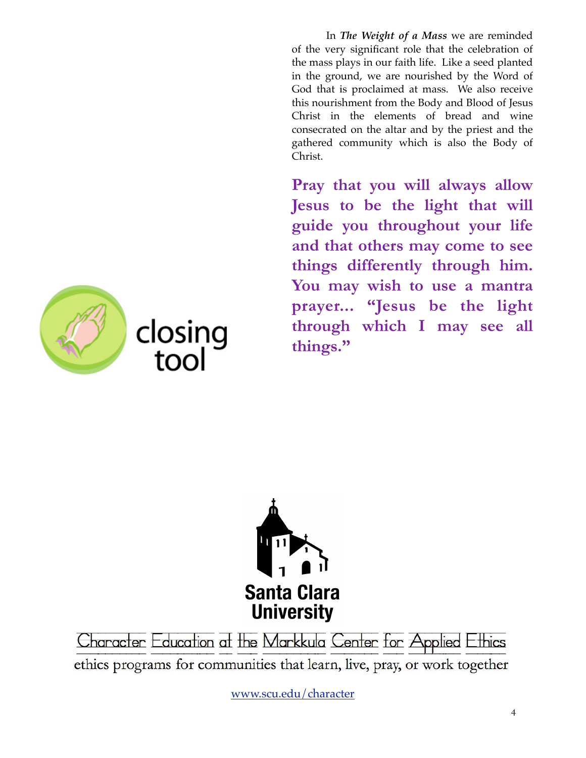In ***The Weight of a Mass*** we are reminded of the very significant role that the celebration of the mass plays in our faith life. Like a seed planted in the ground, we are nourished by the Word of God that is proclaimed at mass. We also receive this nourishment from the Body and Blood of Jesus Christ in the elements of bread and wine consecrated on the altar and by the priest and the gathered community which is also the Body of Christ.

closing tool

**Pray that you will always allow Jesus to be the light that will guide you throughout your life and that others may come to see things differently through him. You may wish to use a mantra prayer… "Jesus be the light through which I may see all things."**

Santa Clara University

Character Education at the Markkula Center for Applied Ethics

ethics programs for communities that learn, live, pray, or work together

www.scu.edu/character